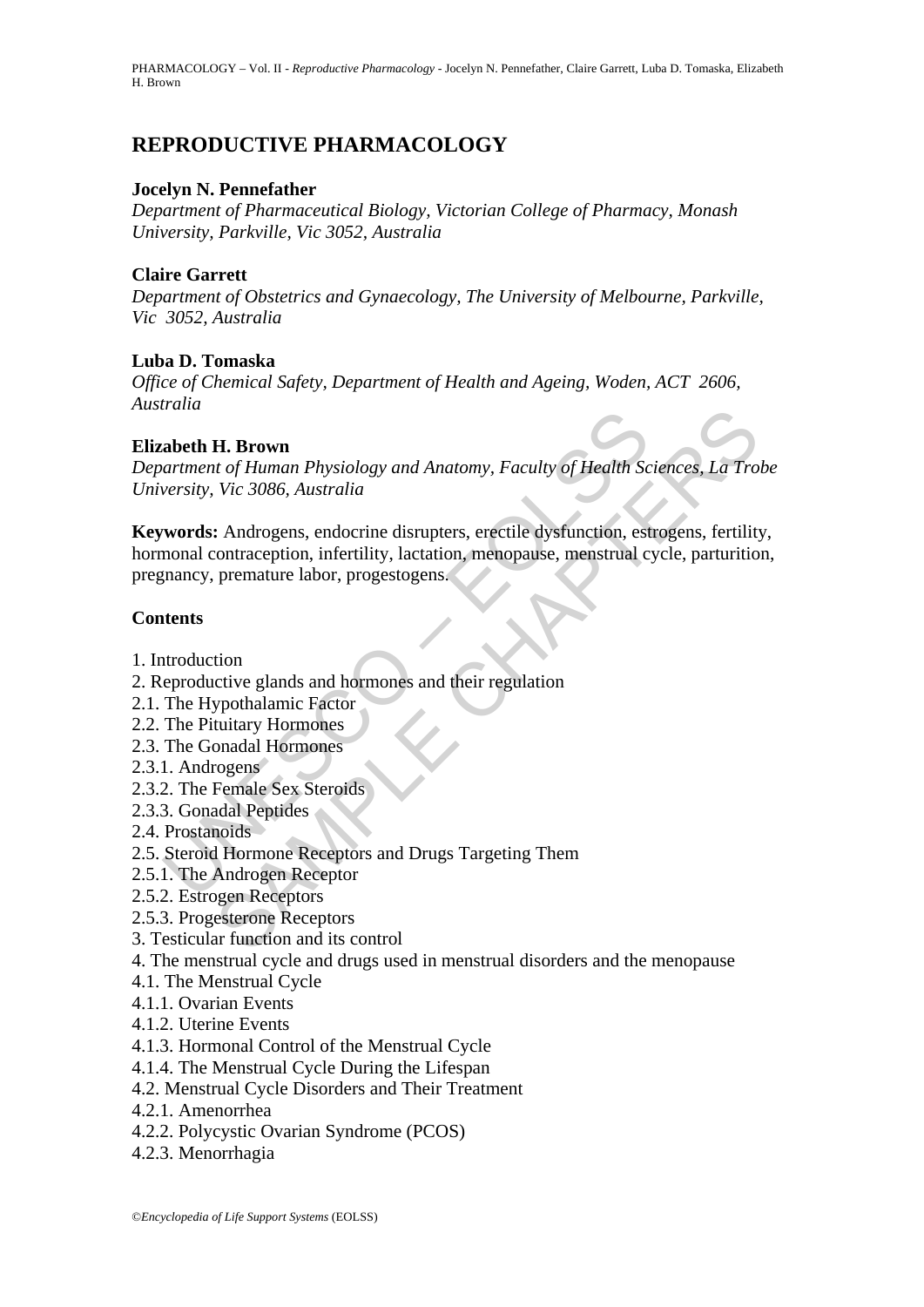# REPRODUCTIVE PHARMACOLOGY

**Jocelyn N. Pennefather**

*Department of Pharmaceutical Biology, Victorian College of Pharmacy, Monash University, Parkville, Vic 3052, Australia*

**Claire Garrett**

*Department of Obstetrics and Gynaecology, The University of Melbourne, Parkville, Vic 3052, Australia*

**Luba D. Tomaska**

*Office of Chemical Safety, Department of Health and Ageing, Woden, ACT 2606, Australia*

**Elizabeth H. Brown**

*Department of Human Physiology and Anatomy, Faculty of Health Sciences, La Trobe University, Vic 3086, Australia*

**Keywords:** Androgens, endocrine disrupters, erectile dysfunction, estrogens, fertility, hormonal contraception, infertility, lactation, menopause, menstrual cycle, parturition, pregnancy, premature labor, progestogens.

## Contents

1. Introduction
2. Reproductive glands and hormones and their regulation
2.1. The Hypothalamic Factor
2.2. The Pituitary Hormones
2.3. The Gonadal Hormones
2.3.1. Androgens
2.3.2. The Female Sex Steroids
2.3.3. Gonadal Peptides
2.4. Prostanoids
2.5. Steroid Hormone Receptors and Drugs Targeting Them
2.5.1. The Androgen Receptor
2.5.2. Estrogen Receptors
2.5.3. Progesterone Receptors
3. Testicular function and its control
4. The menstrual cycle and drugs used in menstrual disorders and the menopause
4.1. The Menstrual Cycle
4.1.1. Ovarian Events
4.1.2. Uterine Events
4.1.3. Hormonal Control of the Menstrual Cycle
4.1.4. The Menstrual Cycle During the Lifespan
4.2. Menstrual Cycle Disorders and Their Treatment
4.2.1. Amenorrhea
4.2.2. Polycystic Ovarian Syndrome (PCOS)
4.2.3. Menorrhagia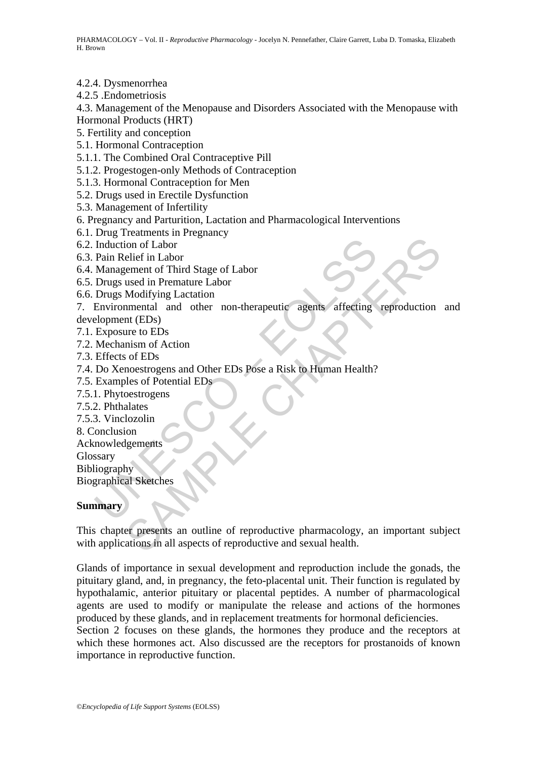4.2.4. Dysmenorrhea
4.2.5 .Endometriosis
4.3. Management of the Menopause and Disorders Associated with the Menopause with Hormonal Products (HRT)
5. Fertility and conception
5.1. Hormonal Contraception
5.1.1. The Combined Oral Contraceptive Pill
5.1.2. Progestogen-only Methods of Contraception
5.1.3. Hormonal Contraception for Men
5.2. Drugs used in Erectile Dysfunction
5.3. Management of Infertility
6. Pregnancy and Parturition, Lactation and Pharmacological Interventions
6.1. Drug Treatments in Pregnancy
6.2. Induction of Labor
6.3. Pain Relief in Labor
6.4. Management of Third Stage of Labor
6.5. Drugs used in Premature Labor
6.6. Drugs Modifying Lactation
7. Environmental and other non-therapeutic agents affecting reproduction and development (EDs)
7.1. Exposure to EDs
7.2. Mechanism of Action
7.3. Effects of EDs
7.4. Do Xenoestrogens and Other EDs Pose a Risk to Human Health?
7.5. Examples of Potential EDs
7.5.1. Phytoestrogens
7.5.2. Phthalates
7.5.3. Vinclozolin
8. Conclusion
Acknowledgements
Glossary
Bibliography
Biographical Sketches

## Summary

This chapter presents an outline of reproductive pharmacology, an important subject with applications in all aspects of reproductive and sexual health.

Glands of importance in sexual development and reproduction include the gonads, the pituitary gland, and, in pregnancy, the feto-placental unit. Their function is regulated by hypothalamic, anterior pituitary or placental peptides. A number of pharmacological agents are used to modify or manipulate the release and actions of the hormones produced by these glands, and in replacement treatments for hormonal deficiencies.
Section 2 focuses on these glands, the hormones they produce and the receptors at which these hormones act. Also discussed are the receptors for prostanoids of known importance in reproductive function.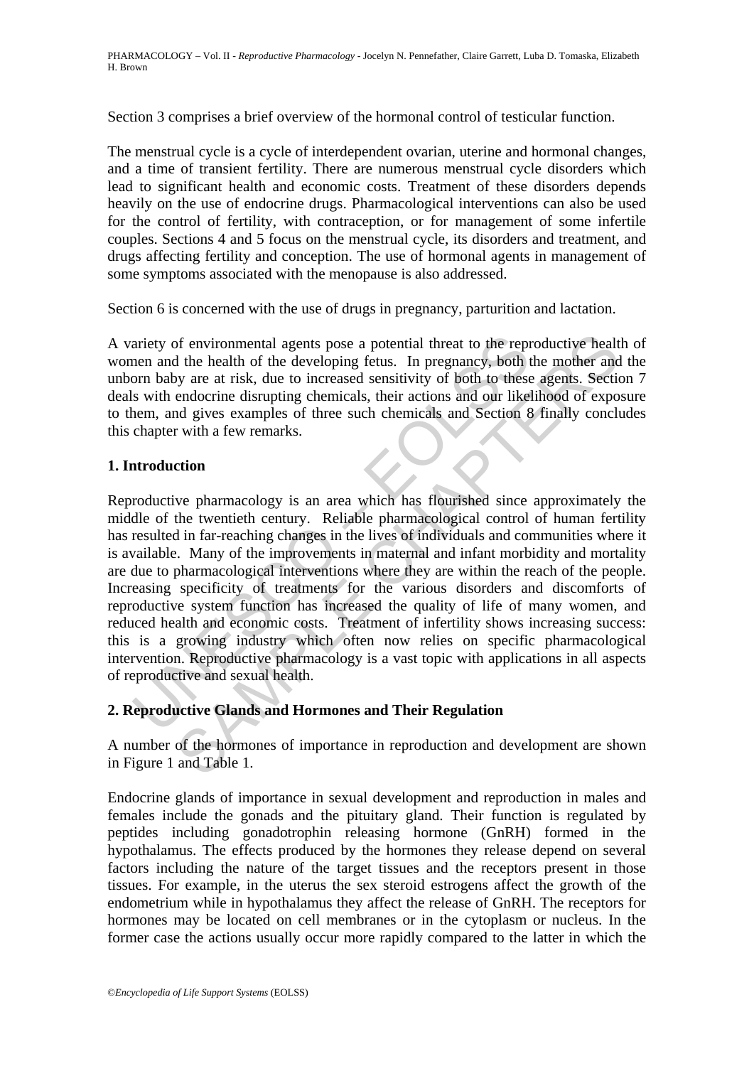Section 3 comprises a brief overview of the hormonal control of testicular function.

The menstrual cycle is a cycle of interdependent ovarian, uterine and hormonal changes, and a time of transient fertility. There are numerous menstrual cycle disorders which lead to significant health and economic costs. Treatment of these disorders depends heavily on the use of endocrine drugs. Pharmacological interventions can also be used for the control of fertility, with contraception, or for management of some infertile couples. Sections 4 and 5 focus on the menstrual cycle, its disorders and treatment, and drugs affecting fertility and conception. The use of hormonal agents in management of some symptoms associated with the menopause is also addressed.

Section 6 is concerned with the use of drugs in pregnancy, parturition and lactation.

A variety of environmental agents pose a potential threat to the reproductive health of women and the health of the developing fetus. In pregnancy, both the mother and the unborn baby are at risk, due to increased sensitivity of both to these agents. Section 7 deals with endocrine disrupting chemicals, their actions and our likelihood of exposure to them, and gives examples of three such chemicals and Section 8 finally concludes this chapter with a few remarks.

## 1. Introduction

Reproductive pharmacology is an area which has flourished since approximately the middle of the twentieth century. Reliable pharmacological control of human fertility has resulted in far-reaching changes in the lives of individuals and communities where it is available. Many of the improvements in maternal and infant morbidity and mortality are due to pharmacological interventions where they are within the reach of the people. Increasing specificity of treatments for the various disorders and discomforts of reproductive system function has increased the quality of life of many women, and reduced health and economic costs. Treatment of infertility shows increasing success: this is a growing industry which often now relies on specific pharmacological intervention. Reproductive pharmacology is a vast topic with applications in all aspects of reproductive and sexual health.

## 2. Reproductive Glands and Hormones and Their Regulation

A number of the hormones of importance in reproduction and development are shown in Figure 1 and Table 1.

Endocrine glands of importance in sexual development and reproduction in males and females include the gonads and the pituitary gland. Their function is regulated by peptides including gonadotrophin releasing hormone (GnRH) formed in the hypothalamus. The effects produced by the hormones they release depend on several factors including the nature of the target tissues and the receptors present in those tissues. For example, in the uterus the sex steroid estrogens affect the growth of the endometrium while in hypothalamus they affect the release of GnRH. The receptors for hormones may be located on cell membranes or in the cytoplasm or nucleus. In the former case the actions usually occur more rapidly compared to the latter in which the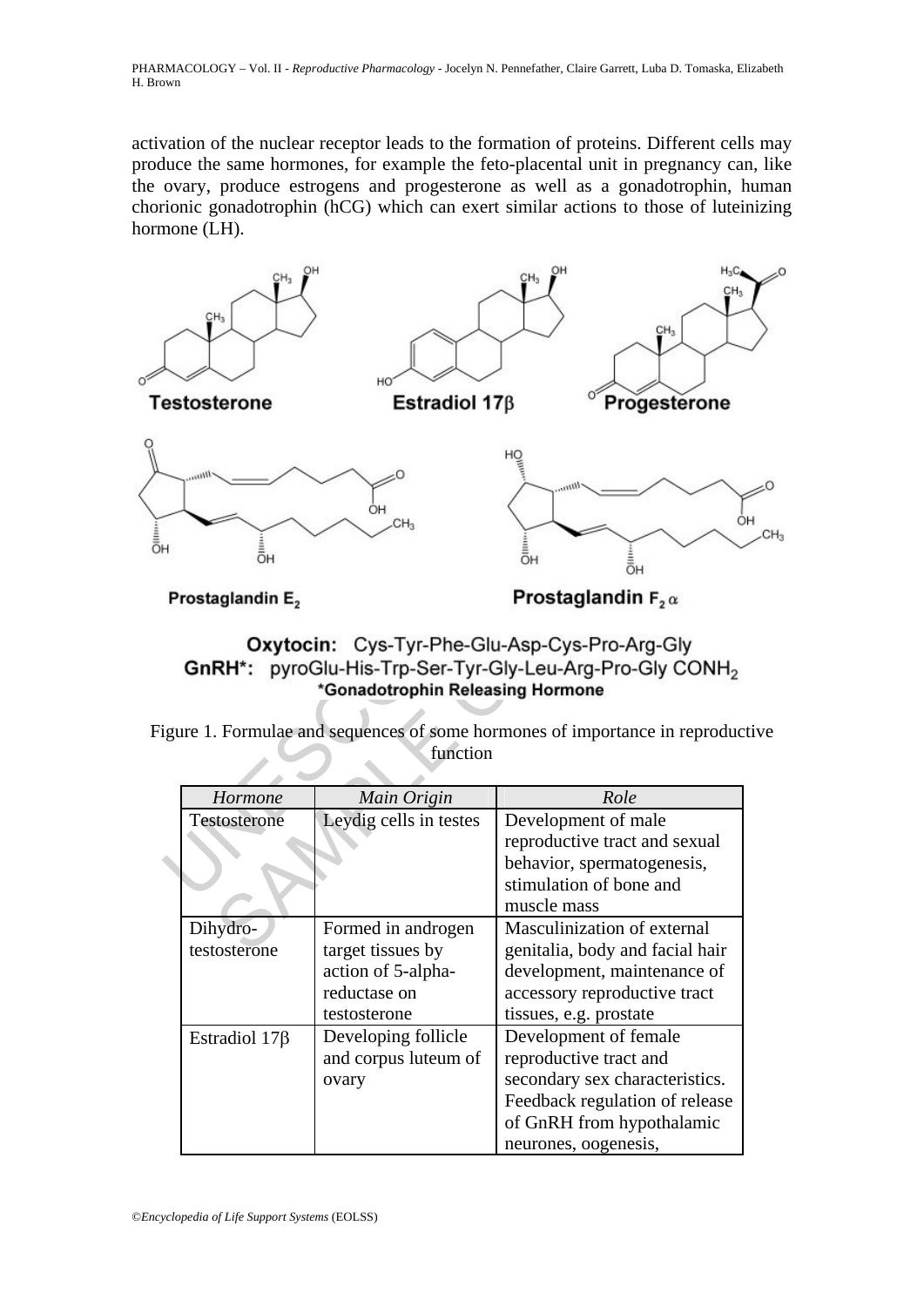activation of the nuclear receptor leads to the formation of proteins. Different cells may produce the same hormones, for example the feto-placental unit in pregnancy can, like the ovary, produce estrogens and progesterone as well as a gonadotrophin, human chorionic gonadotrophin (hCG) which can exert similar actions to those of luteinizing hormone (LH).

**Oxytocin:** Cys-Tyr-Phe-Glu-Asp-Cys-Pro-Arg-Gly

**GnRH*:** pyroGlu-His-Trp-Ser-Tyr-Gly-Leu-Arg-Pro-Gly $CONH_2$

*Gonadotrophin Releasing Hormone

Figure 1. Formulae and sequences of some hormones of importance in reproductive function

| *Hormone* | *Main Origin* | *Role* |
|---|---|---|
| Testosterone | Leydig cells in testes | Development of male reproductive tract and sexual behavior, spermatogenesis, stimulation of bone and muscle mass |
| Dihydro-testosterone | Formed in androgen target tissues by action of 5-alpha-reductase on testosterone | Masculinization of external genitalia, body and facial hair development, maintenance of accessory reproductive tract tissues, e.g. prostate |
| Estradiol 17β | Developing follicle and corpus luteum of ovary | Development of female reproductive tract and secondary sex characteristics. Feedback regulation of release of GnRH from hypothalamic neurones, oogenesis, |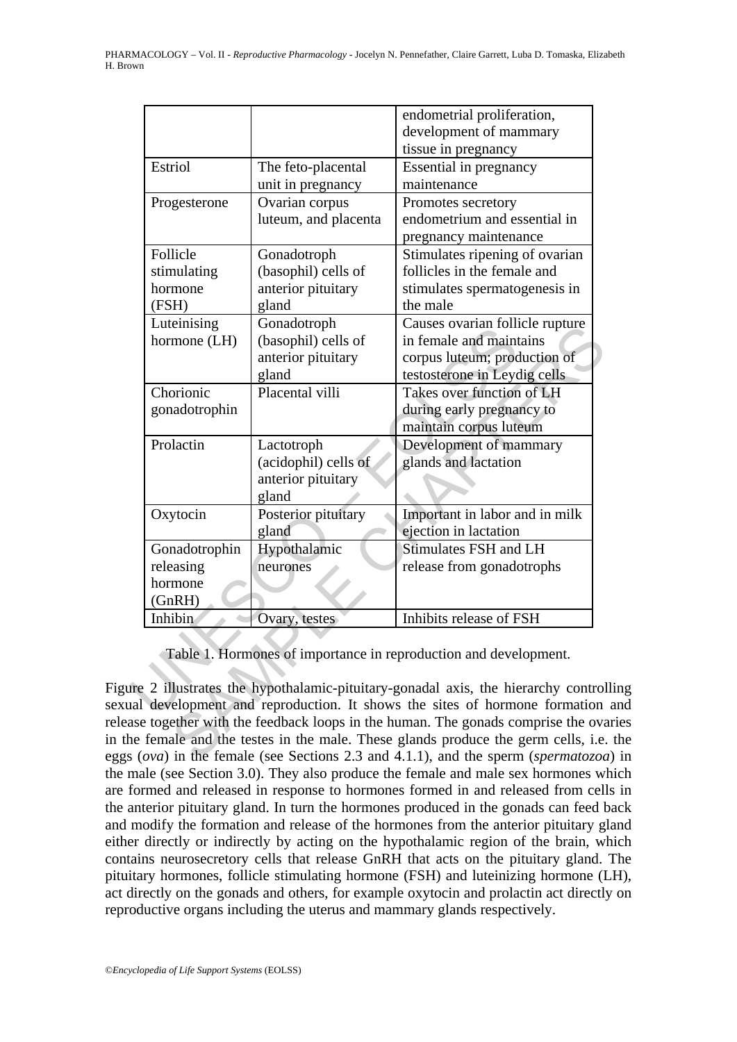| | | |
|---|---|---|
| | | endometrial proliferation, development of mammary tissue in pregnancy |
| Estriol | The feto-placental unit in pregnancy | Essential in pregnancy maintenance |
| Progesterone | Ovarian corpus luteum, and placenta | Promotes secretory endometrium and essential in pregnancy maintenance |
| Follicle stimulating hormone (FSH) | Gonadotroph (basophil) cells of anterior pituitary gland | Stimulates ripening of ovarian follicles in the female and stimulates spermatogenesis in the male |
| Luteinising hormone (LH) | Gonadotroph (basophil) cells of anterior pituitary gland | Causes ovarian follicle rupture in female and maintains corpus luteum; production of testosterone in Leydig cells |
| Chorionic gonadotrophin | Placental villi | Takes over function of LH during early pregnancy to maintain corpus luteum |
| Prolactin | Lactotroph (acidophil) cells of anterior pituitary gland | Development of mammary glands and lactation |
| Oxytocin | Posterior pituitary gland | Important in labor and in milk ejection in lactation |
| Gonadotrophin releasing hormone (GnRH) | Hypothalamic neurones | Stimulates FSH and LH release from gonadotrophs |
| Inhibin | Ovary, testes | Inhibits release of FSH |

Table 1. Hormones of importance in reproduction and development.

Figure 2 illustrates the hypothalamic-pituitary-gonadal axis, the hierarchy controlling sexual development and reproduction. It shows the sites of hormone formation and release together with the feedback loops in the human. The gonads comprise the ovaries in the female and the testes in the male. These glands produce the germ cells, i.e. the eggs (*ova*) in the female (see Sections 2.3 and 4.1.1), and the sperm (*spermatozoa*) in the male (see Section 3.0). They also produce the female and male sex hormones which are formed and released in response to hormones formed in and released from cells in the anterior pituitary gland. In turn the hormones produced in the gonads can feed back and modify the formation and release of the hormones from the anterior pituitary gland either directly or indirectly by acting on the hypothalamic region of the brain, which contains neurosecretory cells that release GnRH that acts on the pituitary gland. The pituitary hormones, follicle stimulating hormone (FSH) and luteinizing hormone (LH), act directly on the gonads and others, for example oxytocin and prolactin act directly on reproductive organs including the uterus and mammary glands respectively.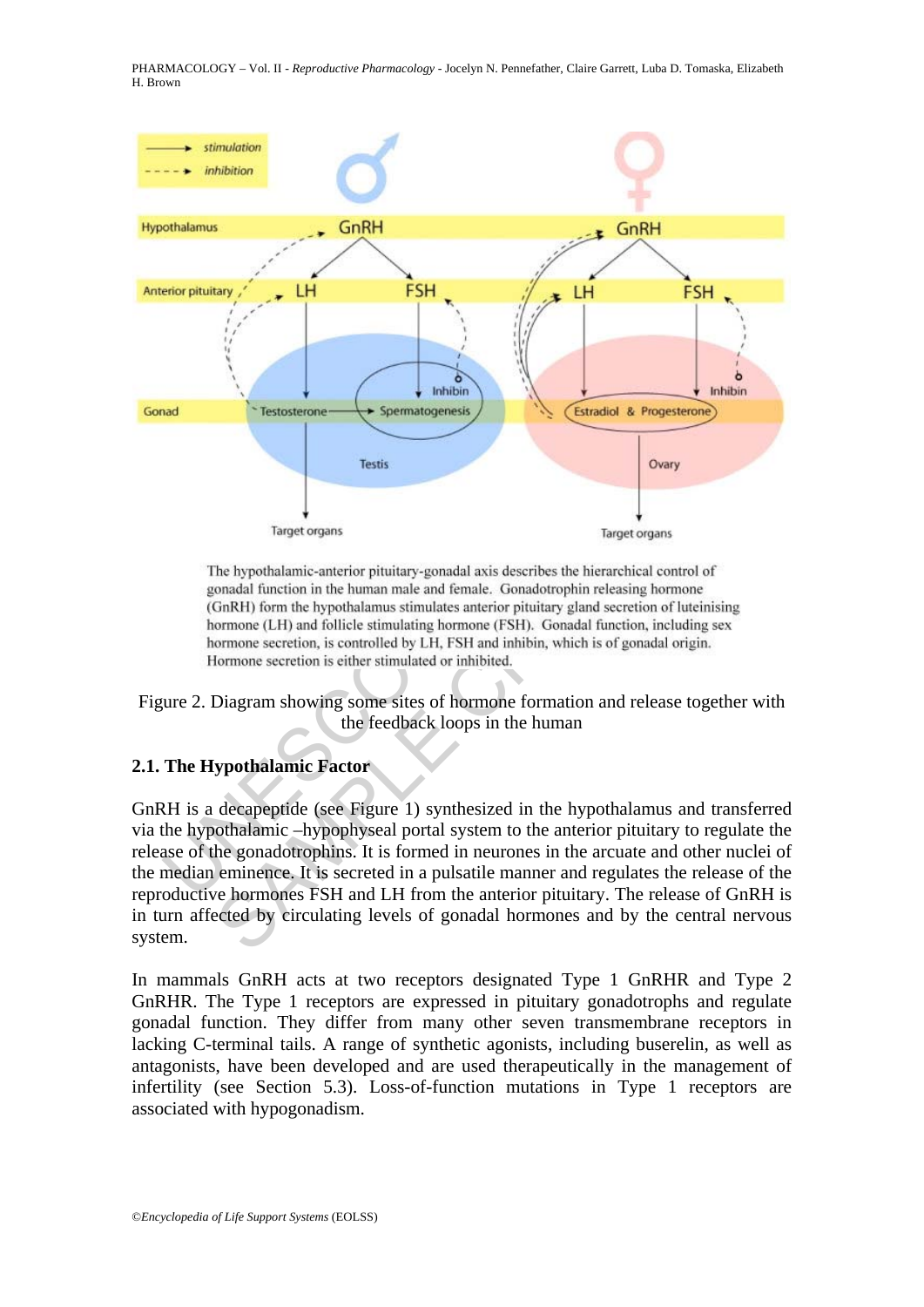The hypothalamic-anterior pituitary-gonadal axis describes the hierarchical control of gonadal function in the human male and female. Gonadotrophin releasing hormone (GnRH) form the hypothalamus stimulates anterior pituitary gland secretion of luteinising hormone (LH) and follicle stimulating hormone (FSH). Gonadal function, including sex hormone secretion, is controlled by LH, FSH and inhibin, which is of gonadal origin. Hormone secretion is either stimulated or inhibited.

Figure 2. Diagram showing some sites of hormone formation and release together with the feedback loops in the human

### 2.1. The Hypothalamic Factor

GnRH is a decapeptide (see Figure 1) synthesized in the hypothalamus and transferred via the hypothalamic –hypophyseal portal system to the anterior pituitary to regulate the release of the gonadotrophins. It is formed in neurones in the arcuate and other nuclei of the median eminence. It is secreted in a pulsatile manner and regulates the release of the reproductive hormones FSH and LH from the anterior pituitary. The release of GnRH is in turn affected by circulating levels of gonadal hormones and by the central nervous system.

In mammals GnRH acts at two receptors designated Type 1 GnRHR and Type 2 GnRHR. The Type 1 receptors are expressed in pituitary gonadotrophs and regulate gonadal function. They differ from many other seven transmembrane receptors in lacking C-terminal tails. A range of synthetic agonists, including buserelin, as well as antagonists, have been developed and are used therapeutically in the management of infertility (see Section 5.3). Loss-of-function mutations in Type 1 receptors are associated with hypogonadism.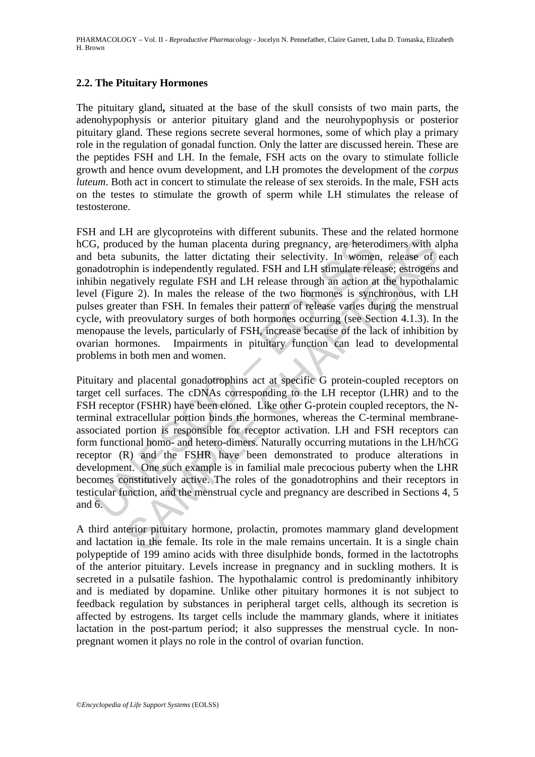## 2.2. The Pituitary Hormones

The pituitary gland**,** situated at the base of the skull consists of two main parts, the adenohypophysis or anterior pituitary gland and the neurohypophysis or posterior pituitary gland. These regions secrete several hormones, some of which play a primary role in the regulation of gonadal function. Only the latter are discussed herein. These are the peptides FSH and LH. In the female, FSH acts on the ovary to stimulate follicle growth and hence ovum development, and LH promotes the development of the *corpus luteum*. Both act in concert to stimulate the release of sex steroids. In the male, FSH acts on the testes to stimulate the growth of sperm while LH stimulates the release of testosterone.

FSH and LH are glycoproteins with different subunits. These and the related hormone hCG, produced by the human placenta during pregnancy, are heterodimers with alpha and beta subunits, the latter dictating their selectivity. In women, release of each gonadotrophin is independently regulated. FSH and LH stimulate release; estrogens and inhibin negatively regulate FSH and LH release through an action at the hypothalamic level (Figure 2). In males the release of the two hormones is synchronous, with LH pulses greater than FSH. In females their pattern of release varies during the menstrual cycle, with preovulatory surges of both hormones occurring (see Section 4.1.3). In the menopause the levels, particularly of FSH, increase because of the lack of inhibition by ovarian hormones. Impairments in pituitary function can lead to developmental problems in both men and women.

Pituitary and placental gonadotrophins act at specific G protein-coupled receptors on target cell surfaces. The cDNAs corresponding to the LH receptor (LHR) and to the FSH receptor (FSHR) have been cloned. Like other G-protein coupled receptors, the N-terminal extracellular portion binds the hormones, whereas the C-terminal membrane-associated portion is responsible for receptor activation. LH and FSH receptors can form functional homo- and hetero-dimers. Naturally occurring mutations in the LH/hCG receptor (R) and the FSHR have been demonstrated to produce alterations in development. One such example is in familial male precocious puberty when the LHR becomes constitutively active. The roles of the gonadotrophins and their receptors in testicular function, and the menstrual cycle and pregnancy are described in Sections 4, 5 and 6.

A third anterior pituitary hormone, prolactin, promotes mammary gland development and lactation in the female. Its role in the male remains uncertain. It is a single chain polypeptide of 199 amino acids with three disulphide bonds, formed in the lactotrophs of the anterior pituitary. Levels increase in pregnancy and in suckling mothers. It is secreted in a pulsatile fashion. The hypothalamic control is predominantly inhibitory and is mediated by dopamine. Unlike other pituitary hormones it is not subject to feedback regulation by substances in peripheral target cells, although its secretion is affected by estrogens. Its target cells include the mammary glands, where it initiates lactation in the post-partum period; it also suppresses the menstrual cycle. In non-pregnant women it plays no role in the control of ovarian function.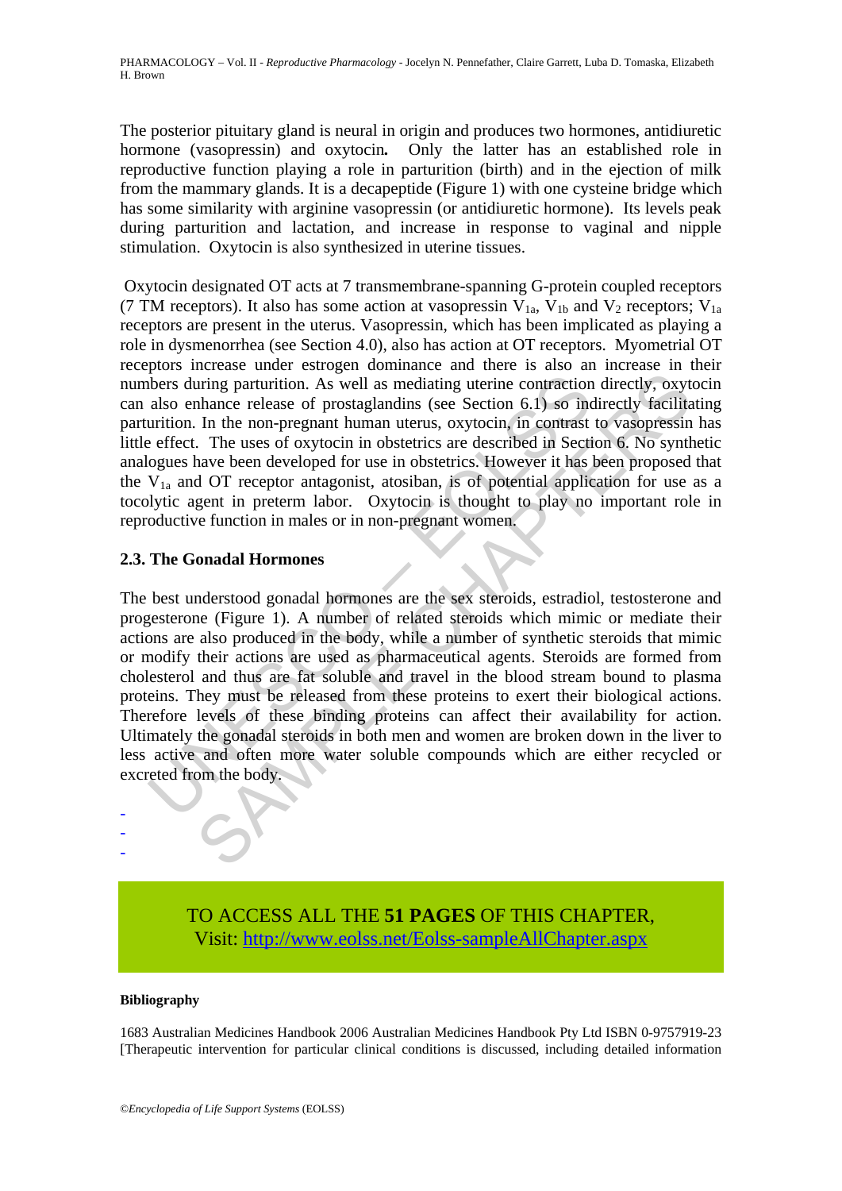The posterior pituitary gland is neural in origin and produces two hormones, antidiuretic hormone (vasopressin) and oxytocin**.** Only the latter has an established role in reproductive function playing a role in parturition (birth) and in the ejection of milk from the mammary glands. It is a decapeptide (Figure 1) with one cysteine bridge which has some similarity with arginine vasopressin (or antidiuretic hormone). Its levels peak during parturition and lactation, and increase in response to vaginal and nipple stimulation. Oxytocin is also synthesized in uterine tissues.

Oxytocin designated OT acts at 7 transmembrane-spanning G-protein coupled receptors (7 TM receptors). It also has some action at vasopressin $V_{1a}$, $V_{1b}$ and $V_2$ receptors; $V_{1a}$ receptors are present in the uterus. Vasopressin, which has been implicated as playing a role in dysmenorrhea (see Section 4.0), also has action at OT receptors. Myometrial OT receptors increase under estrogen dominance and there is also an increase in their numbers during parturition. As well as mediating uterine contraction directly, oxytocin can also enhance release of prostaglandins (see Section 6.1) so indirectly facilitating parturition. In the non-pregnant human uterus, oxytocin, in contrast to vasopressin has little effect. The uses of oxytocin in obstetrics are described in Section 6. No synthetic analogues have been developed for use in obstetrics. However it has been proposed that the $V_{1a}$ and OT receptor antagonist, atosiban, is of potential application for use as a tocolytic agent in preterm labor. Oxytocin is thought to play no important role in reproductive function in males or in non-pregnant women.

### 2.3. The Gonadal Hormones

The best understood gonadal hormones are the sex steroids, estradiol, testosterone and progesterone (Figure 1). A number of related steroids which mimic or mediate their actions are also produced in the body, while a number of synthetic steroids that mimic or modify their actions are used as pharmaceutical agents. Steroids are formed from cholesterol and thus are fat soluble and travel in the blood stream bound to plasma proteins. They must be released from these proteins to exert their biological actions. Therefore levels of these binding proteins can affect their availability for action. Ultimately the gonadal steroids in both men and women are broken down in the liver to less active and often more water soluble compounds which are either recycled or excreted from the body.

-
-
-

TO ACCESS ALL THE **51 PAGES** OF THIS CHAPTER,
Visit: http://www.eolss.net/Eolss-sampleAllChapter.aspx

**Bibliography**

1683 Australian Medicines Handbook 2006 Australian Medicines Handbook Pty Ltd ISBN 0-9757919-23 [Therapeutic intervention for particular clinical conditions is discussed, including detailed information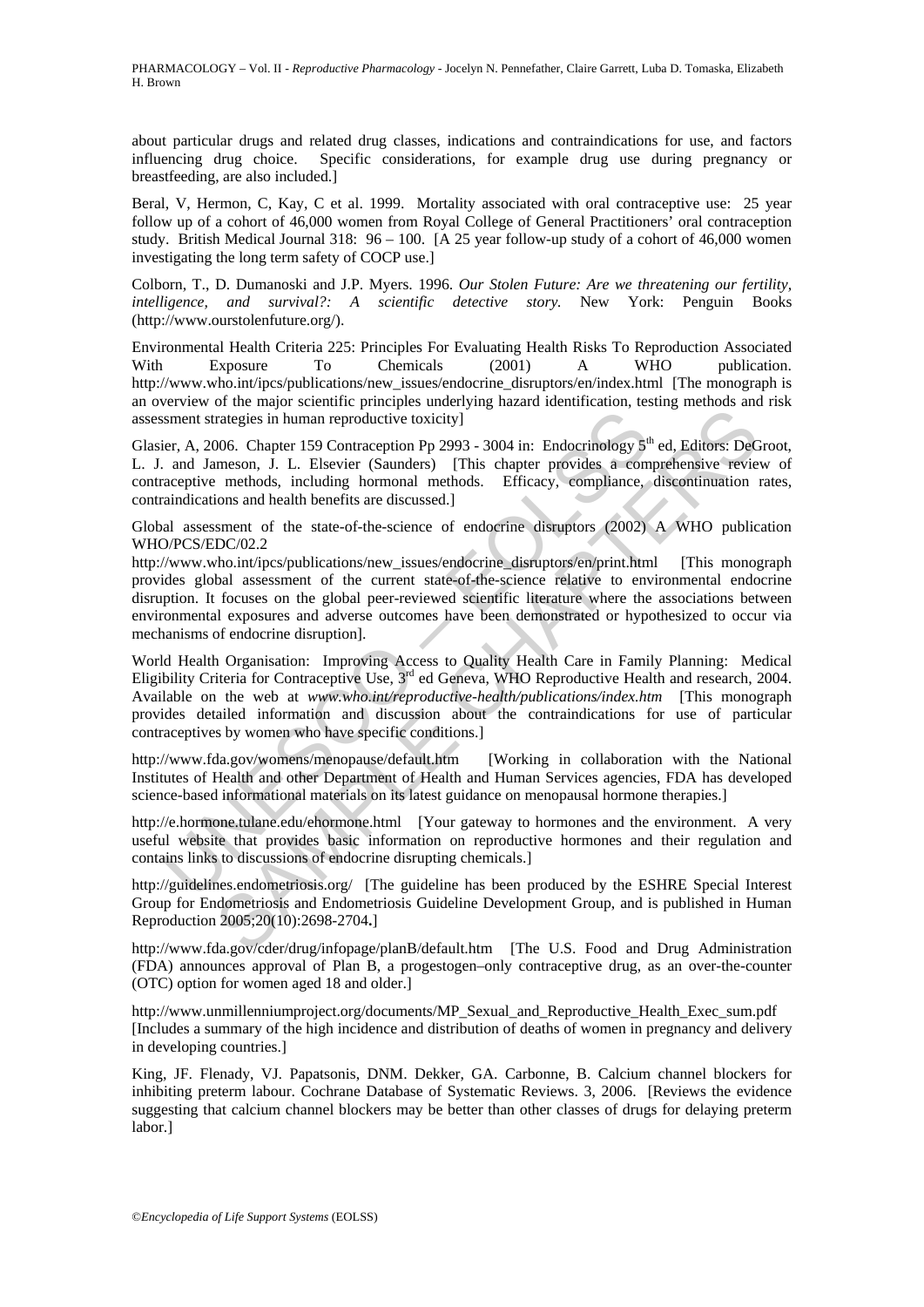about particular drugs and related drug classes, indications and contraindications for use, and factors influencing drug choice. Specific considerations, for example drug use during pregnancy or breastfeeding, are also included.]

Beral, V, Hermon, C, Kay, C et al. 1999. Mortality associated with oral contraceptive use: 25 year follow up of a cohort of 46,000 women from Royal College of General Practitioners' oral contraception study. British Medical Journal 318: 96 – 100. [A 25 year follow-up study of a cohort of 46,000 women investigating the long term safety of COCP use.]

Colborn, T., D. Dumanoski and J.P. Myers. 1996. *Our Stolen Future: Are we threatening our fertility, intelligence, and survival?: A scientific detective story.* New York: Penguin Books (http://www.ourstolenfuture.org/).

Environmental Health Criteria 225: Principles For Evaluating Health Risks To Reproduction Associated With Exposure To Chemicals (2001) A WHO publication. http://www.who.int/ipcs/publications/new_issues/endocrine_disruptors/en/index.html [The monograph is an overview of the major scientific principles underlying hazard identification, testing methods and risk assessment strategies in human reproductive toxicity]

Glasier, A, 2006. Chapter 159 Contraception Pp 2993 - 3004 in: Endocrinology 5[th] ed, Editors: DeGroot, L. J. and Jameson, J. L. Elsevier (Saunders) [This chapter provides a comprehensive review of contraceptive methods, including hormonal methods. Efficacy, compliance, discontinuation rates, contraindications and health benefits are discussed.]

Global assessment of the state-of-the-science of endocrine disruptors (2002) A WHO publication WHO/PCS/EDC/02.2
http://www.who.int/ipcs/publications/new_issues/endocrine_disruptors/en/print.html [This monograph provides global assessment of the current state-of-the-science relative to environmental endocrine disruption. It focuses on the global peer-reviewed scientific literature where the associations between environmental exposures and adverse outcomes have been demonstrated or hypothesized to occur via mechanisms of endocrine disruption].

World Health Organisation: Improving Access to Quality Health Care in Family Planning: Medical Eligibility Criteria for Contraceptive Use, 3[rd] ed Geneva, WHO Reproductive Health and research, 2004. Available on the web at *www.who.int/reproductive-health/publications/index.htm* [This monograph provides detailed information and discussion about the contraindications for use of particular contraceptives by women who have specific conditions.]

http://www.fda.gov/womens/menopause/default.htm [Working in collaboration with the National Institutes of Health and other Department of Health and Human Services agencies, FDA has developed science-based informational materials on its latest guidance on menopausal hormone therapies.]

http://e.hormone.tulane.edu/ehormone.html [Your gateway to hormones and the environment. A very useful website that provides basic information on reproductive hormones and their regulation and contains links to discussions of endocrine disrupting chemicals.]

http://guidelines.endometriosis.org/ [The guideline has been produced by the ESHRE Special Interest Group for Endometriosis and Endometriosis Guideline Development Group, and is published in Human Reproduction 2005;20(10):2698-2704**.**]

http://www.fda.gov/cder/drug/infopage/planB/default.htm [The U.S. Food and Drug Administration (FDA) announces approval of Plan B, a progestogen–only contraceptive drug, as an over-the-counter (OTC) option for women aged 18 and older.]

http://www.unmillenniumproject.org/documents/MP_Sexual_and_Reproductive_Health_Exec_sum.pdf [Includes a summary of the high incidence and distribution of deaths of women in pregnancy and delivery in developing countries.]

King, JF. Flenady, VJ. Papatsonis, DNM. Dekker, GA. Carbonne, B. Calcium channel blockers for inhibiting preterm labour. Cochrane Database of Systematic Reviews. 3, 2006. [Reviews the evidence suggesting that calcium channel blockers may be better than other classes of drugs for delaying preterm labor.]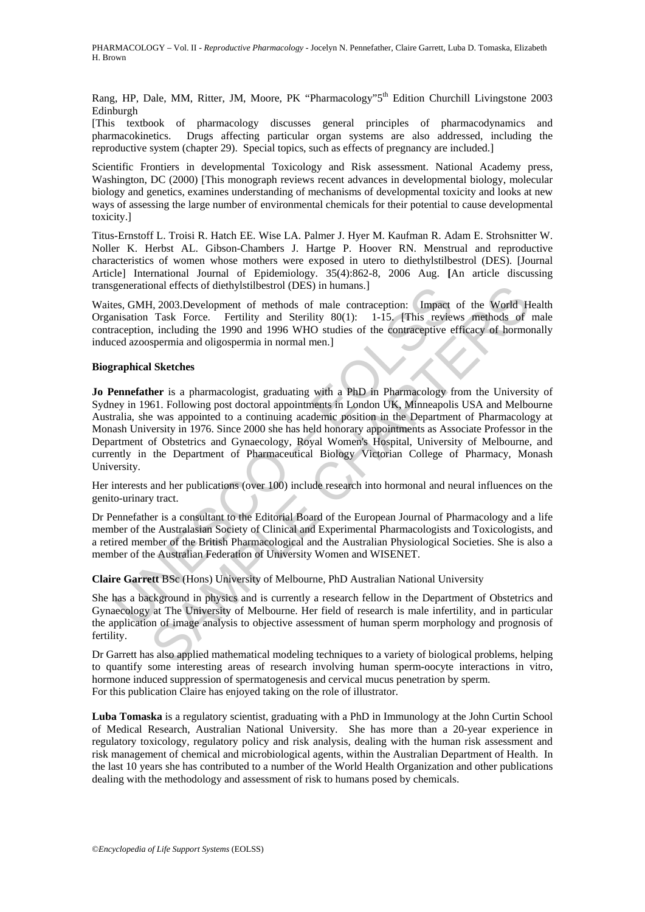Rang, HP, Dale, MM, Ritter, JM, Moore, PK "Pharmacology"5th Edition Churchill Livingstone 2003 Edinburgh

[This textbook of pharmacology discusses general principles of pharmacodynamics and pharmacokinetics. Drugs affecting particular organ systems are also addressed, including the reproductive system (chapter 29). Special topics, such as effects of pregnancy are included.]

Scientific Frontiers in developmental Toxicology and Risk assessment. National Academy press, Washington, DC (2000) [This monograph reviews recent advances in developmental biology, molecular biology and genetics, examines understanding of mechanisms of developmental toxicity and looks at new ways of assessing the large number of environmental chemicals for their potential to cause developmental toxicity.]

Titus-Ernstoff L. Troisi R. Hatch EE. Wise LA. Palmer J. Hyer M. Kaufman R. Adam E. Strohsnitter W. Noller K. Herbst AL. Gibson-Chambers J. Hartge P. Hoover RN. Menstrual and reproductive characteristics of women whose mothers were exposed in utero to diethylstilbestrol (DES). [Journal Article] International Journal of Epidemiology. 35(4):862-8, 2006 Aug. [An article discussing transgenerational effects of diethylstilbestrol (DES) in humans.]

Waites, GMH, 2003.Development of methods of male contraception: Impact of the World Health Organisation Task Force. Fertility and Sterility 80(1): 1-15. [This reviews methods of male contraception, including the 1990 and 1996 WHO studies of the contraceptive efficacy of hormonally induced azoospermia and oligospermia in normal men.]

## Biographical Sketches

**Jo Pennefather** is a pharmacologist, graduating with a PhD in Pharmacology from the University of Sydney in 1961. Following post doctoral appointments in London UK, Minneapolis USA and Melbourne Australia, she was appointed to a continuing academic position in the Department of Pharmacology at Monash University in 1976. Since 2000 she has held honorary appointments as Associate Professor in the Department of Obstetrics and Gynaecology, Royal Women's Hospital, University of Melbourne, and currently in the Department of Pharmaceutical Biology Victorian College of Pharmacy, Monash University.

Her interests and her publications (over 100) include research into hormonal and neural influences on the genito-urinary tract.

Dr Pennefather is a consultant to the Editorial Board of the European Journal of Pharmacology and a life member of the Australasian Society of Clinical and Experimental Pharmacologists and Toxicologists, and a retired member of the British Pharmacological and the Australian Physiological Societies. She is also a member of the Australian Federation of University Women and WISENET.

**Claire Garrett** BSc (Hons) University of Melbourne, PhD Australian National University

She has a background in physics and is currently a research fellow in the Department of Obstetrics and Gynaecology at The University of Melbourne. Her field of research is male infertility, and in particular the application of image analysis to objective assessment of human sperm morphology and prognosis of fertility.

Dr Garrett has also applied mathematical modeling techniques to a variety of biological problems, helping to quantify some interesting areas of research involving human sperm-oocyte interactions in vitro, hormone induced suppression of spermatogenesis and cervical mucus penetration by sperm.
For this publication Claire has enjoyed taking on the role of illustrator.

**Luba Tomaska** is a regulatory scientist, graduating with a PhD in Immunology at the John Curtin School of Medical Research, Australian National University. She has more than a 20-year experience in regulatory toxicology, regulatory policy and risk analysis, dealing with the human risk assessment and risk management of chemical and microbiological agents, within the Australian Department of Health. In the last 10 years she has contributed to a number of the World Health Organization and other publications dealing with the methodology and assessment of risk to humans posed by chemicals.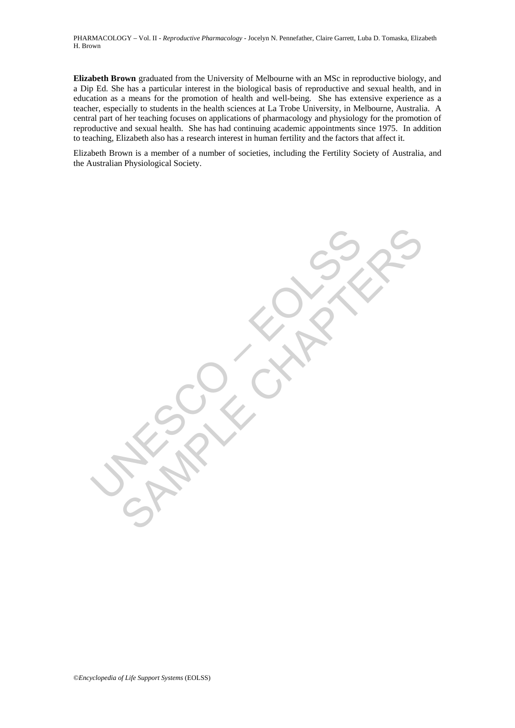**Elizabeth Brown** graduated from the University of Melbourne with an MSc in reproductive biology, and a Dip Ed. She has a particular interest in the biological basis of reproductive and sexual health, and in education as a means for the promotion of health and well-being. She has extensive experience as a teacher, especially to students in the health sciences at La Trobe University, in Melbourne, Australia. A central part of her teaching focuses on applications of pharmacology and physiology for the promotion of reproductive and sexual health. She has had continuing academic appointments since 1975. In addition to teaching, Elizabeth also has a research interest in human fertility and the factors that affect it.

Elizabeth Brown is a member of a number of societies, including the Fertility Society of Australia, and the Australian Physiological Society.